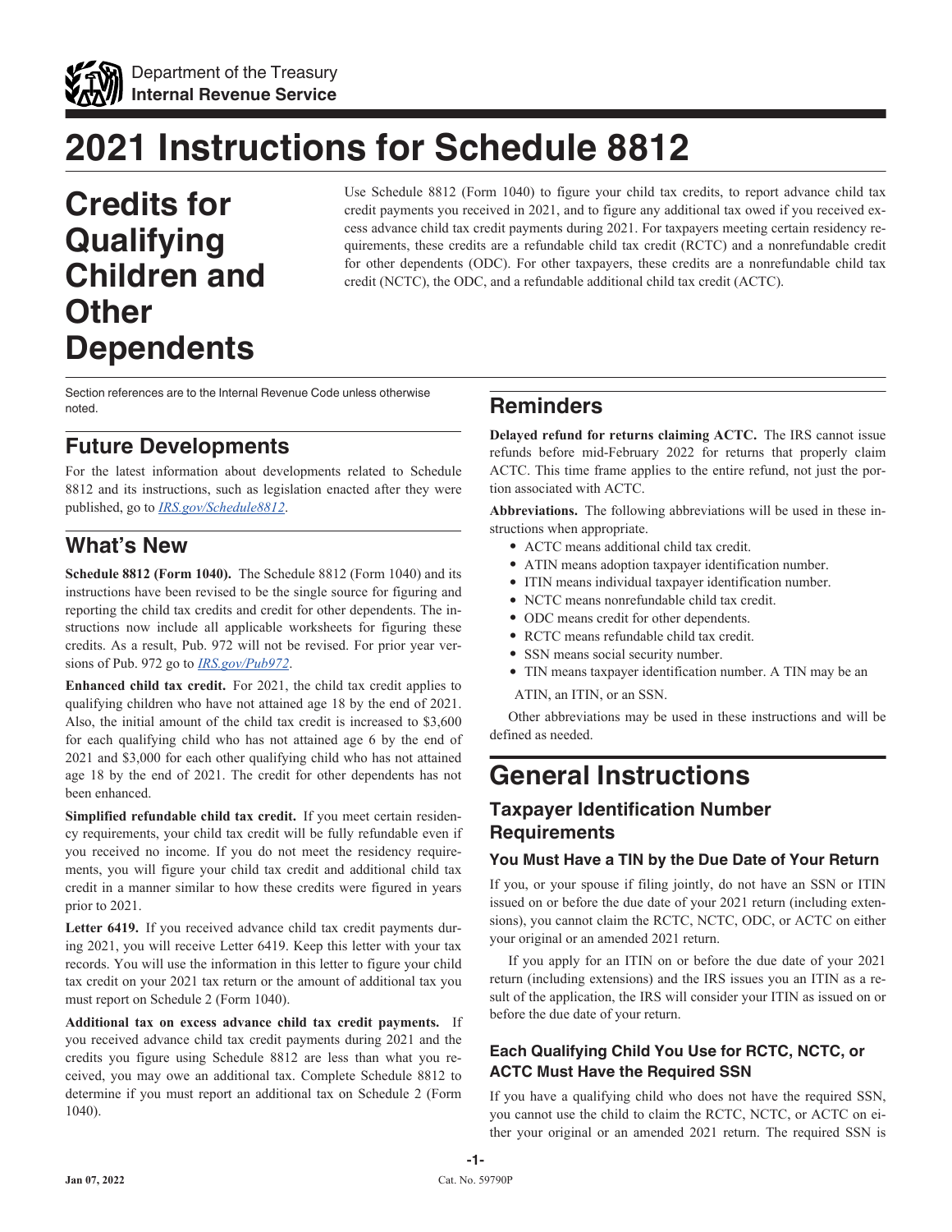Department of the Treasury
**Internal Revenue Service**

# 2021 Instructions for Schedule 8812

# Credits for Qualifying Children and Other Dependents

Use Schedule 8812 (Form 1040) to figure your child tax credits, to report advance child tax credit payments you received in 2021, and to figure any additional tax owed if you received excess advance child tax credit payments during 2021. For taxpayers meeting certain residency requirements, these credits are a refundable child tax credit (RCTC) and a nonrefundable credit for other dependents (ODC). For other taxpayers, these credits are a nonrefundable child tax credit (NCTC), the ODC, and a refundable additional child tax credit (ACTC).

Section references are to the Internal Revenue Code unless otherwise noted.

## Future Developments

For the latest information about developments related to Schedule 8812 and its instructions, such as legislation enacted after they were published, go to *IRS.gov/Schedule8812*.

## What's New

**Schedule 8812 (Form 1040).** The Schedule 8812 (Form 1040) and its instructions have been revised to be the single source for figuring and reporting the child tax credits and credit for other dependents. The instructions now include all applicable worksheets for figuring these credits. As a result, Pub. 972 will not be revised. For prior year versions of Pub. 972 go to *IRS.gov/Pub972*.

**Enhanced child tax credit.** For 2021, the child tax credit applies to qualifying children who have not attained age 18 by the end of 2021. Also, the initial amount of the child tax credit is increased to $3,600 for each qualifying child who has not attained age 6 by the end of 2021 and $3,000 for each other qualifying child who has not attained age 18 by the end of 2021. The credit for other dependents has not been enhanced.

**Simplified refundable child tax credit.** If you meet certain residency requirements, your child tax credit will be fully refundable even if you received no income. If you do not meet the residency requirements, you will figure your child tax credit and additional child tax credit in a manner similar to how these credits were figured in years prior to 2021.

**Letter 6419.** If you received advance child tax credit payments during 2021, you will receive Letter 6419. Keep this letter with your tax records. You will use the information in this letter to figure your child tax credit on your 2021 tax return or the amount of additional tax you must report on Schedule 2 (Form 1040).

**Additional tax on excess advance child tax credit payments.** If you received advance child tax credit payments during 2021 and the credits you figure using Schedule 8812 are less than what you received, you may owe an additional tax. Complete Schedule 8812 to determine if you must report an additional tax on Schedule 2 (Form 1040).

## Reminders

**Delayed refund for returns claiming ACTC.** The IRS cannot issue refunds before mid-February 2022 for returns that properly claim ACTC. This time frame applies to the entire refund, not just the portion associated with ACTC.

**Abbreviations.** The following abbreviations will be used in these instructions when appropriate.

- ACTC means additional child tax credit.
- ATIN means adoption taxpayer identification number.
- ITIN means individual taxpayer identification number.
- NCTC means nonrefundable child tax credit.
- ODC means credit for other dependents.
- RCTC means refundable child tax credit.
- SSN means social security number.
- TIN means taxpayer identification number. A TIN may be an ATIN, an ITIN, or an SSN.

Other abbreviations may be used in these instructions and will be defined as needed.

# General Instructions

## Taxpayer Identification Number Requirements

### You Must Have a TIN by the Due Date of Your Return

If you, or your spouse if filing jointly, do not have an SSN or ITIN issued on or before the due date of your 2021 return (including extensions), you cannot claim the RCTC, NCTC, ODC, or ACTC on either your original or an amended 2021 return.

If you apply for an ITIN on or before the due date of your 2021 return (including extensions) and the IRS issues you an ITIN as a result of the application, the IRS will consider your ITIN as issued on or before the due date of your return.

### Each Qualifying Child You Use for RCTC, NCTC, or ACTC Must Have the Required SSN

If you have a qualifying child who does not have the required SSN, you cannot use the child to claim the RCTC, NCTC, or ACTC on either your original or an amended 2021 return. The required SSN is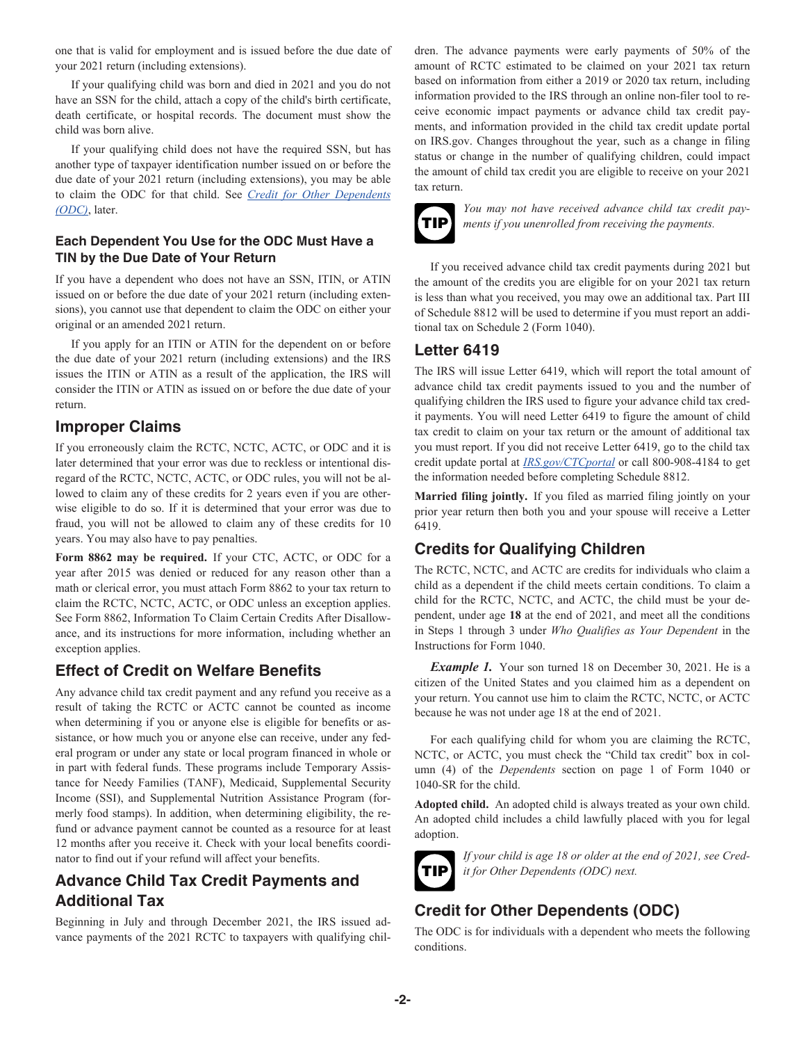one that is valid for employment and is issued before the due date of your 2021 return (including extensions).

If your qualifying child was born and died in 2021 and you do not have an SSN for the child, attach a copy of the child's birth certificate, death certificate, or hospital records. The document must show the child was born alive.

If your qualifying child does not have the required SSN, but has another type of taxpayer identification number issued on or before the due date of your 2021 return (including extensions), you may be able to claim the ODC for that child. See *Credit for Other Dependents (ODC)*, later.

### Each Dependent You Use for the ODC Must Have a TIN by the Due Date of Your Return

If you have a dependent who does not have an SSN, ITIN, or ATIN issued on or before the due date of your 2021 return (including extensions), you cannot use that dependent to claim the ODC on either your original or an amended 2021 return.

If you apply for an ITIN or ATIN for the dependent on or before the due date of your 2021 return (including extensions) and the IRS issues the ITIN or ATIN as a result of the application, the IRS will consider the ITIN or ATIN as issued on or before the due date of your return.

## Improper Claims

If you erroneously claim the RCTC, NCTC, ACTC, or ODC and it is later determined that your error was due to reckless or intentional disregard of the RCTC, NCTC, ACTC, or ODC rules, you will not be allowed to claim any of these credits for 2 years even if you are otherwise eligible to do so. If it is determined that your error was due to fraud, you will not be allowed to claim any of these credits for 10 years. You may also have to pay penalties.

**Form 8862 may be required.** If your CTC, ACTC, or ODC for a year after 2015 was denied or reduced for any reason other than a math or clerical error, you must attach Form 8862 to your tax return to claim the RCTC, NCTC, ACTC, or ODC unless an exception applies. See Form 8862, Information To Claim Certain Credits After Disallowance, and its instructions for more information, including whether an exception applies.

## Effect of Credit on Welfare Benefits

Any advance child tax credit payment and any refund you receive as a result of taking the RCTC or ACTC cannot be counted as income when determining if you or anyone else is eligible for benefits or assistance, or how much you or anyone else can receive, under any federal program or under any state or local program financed in whole or in part with federal funds. These programs include Temporary Assistance for Needy Families (TANF), Medicaid, Supplemental Security Income (SSI), and Supplemental Nutrition Assistance Program (formerly food stamps). In addition, when determining eligibility, the refund or advance payment cannot be counted as a resource for at least 12 months after you receive it. Check with your local benefits coordinator to find out if your refund will affect your benefits.

## Advance Child Tax Credit Payments and Additional Tax

Beginning in July and through December 2021, the IRS issued advance payments of the 2021 RCTC to taxpayers with qualifying children. The advance payments were early payments of 50% of the amount of RCTC estimated to be claimed on your 2021 tax return based on information from either a 2019 or 2020 tax return, including information provided to the IRS through an online non-filer tool to receive economic impact payments or advance child tax credit payments, and information provided in the child tax credit update portal on IRS.gov. Changes throughout the year, such as a change in filing status or change in the number of qualifying children, could impact the amount of child tax credit you are eligible to receive on your 2021 tax return.

TIP *You may not have received advance child tax credit payments if you unenrolled from receiving the payments.*

If you received advance child tax credit payments during 2021 but the amount of the credits you are eligible for on your 2021 tax return is less than what you received, you may owe an additional tax. Part III of Schedule 8812 will be used to determine if you must report an additional tax on Schedule 2 (Form 1040).

## Letter 6419

The IRS will issue Letter 6419, which will report the total amount of advance child tax credit payments issued to you and the number of qualifying children the IRS used to figure your advance child tax credit payments. You will need Letter 6419 to figure the amount of child tax credit to claim on your tax return or the amount of additional tax you must report. If you did not receive Letter 6419, go to the child tax credit update portal at *IRS.gov/CTCportal* or call 800-908-4184 to get the information needed before completing Schedule 8812.

**Married filing jointly.** If you filed as married filing jointly on your prior year return then both you and your spouse will receive a Letter 6419.

## Credits for Qualifying Children

The RCTC, NCTC, and ACTC are credits for individuals who claim a child as a dependent if the child meets certain conditions. To claim a child for the RCTC, NCTC, and ACTC, the child must be your dependent, under age **18** at the end of 2021, and meet all the conditions in Steps 1 through 3 under *Who Qualifies as Your Dependent* in the Instructions for Form 1040.

***Example 1.*** Your son turned 18 on December 30, 2021. He is a citizen of the United States and you claimed him as a dependent on your return. You cannot use him to claim the RCTC, NCTC, or ACTC because he was not under age 18 at the end of 2021.

For each qualifying child for whom you are claiming the RCTC, NCTC, or ACTC, you must check the "Child tax credit" box in column (4) of the *Dependents* section on page 1 of Form 1040 or 1040-SR for the child.

**Adopted child.** An adopted child is always treated as your own child. An adopted child includes a child lawfully placed with you for legal adoption.

TIP *If your child is age 18 or older at the end of 2021, see Credit for Other Dependents (ODC) next.*

## Credit for Other Dependents (ODC)

The ODC is for individuals with a dependent who meets the following conditions.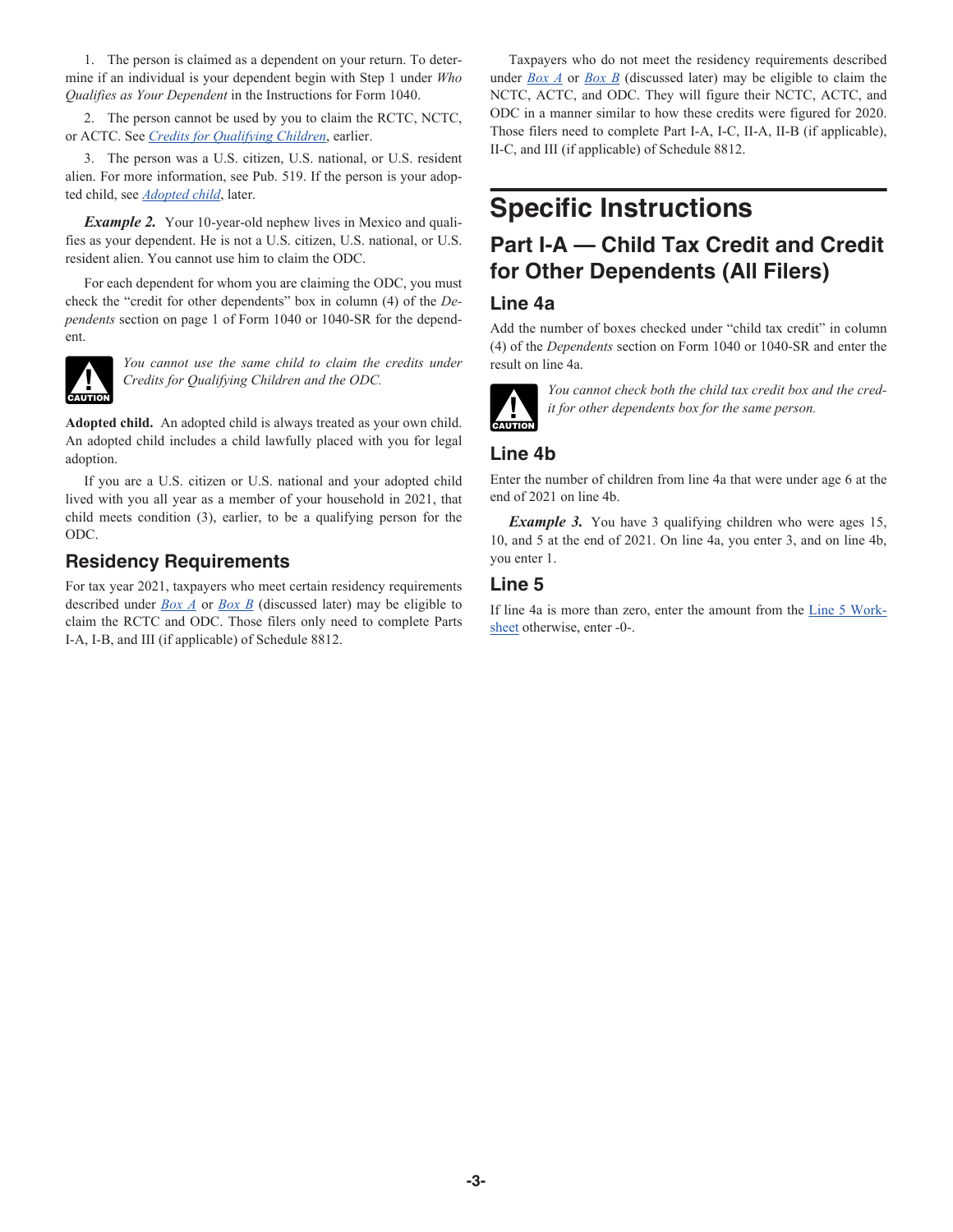1. The person is claimed as a dependent on your return. To determine if an individual is your dependent begin with Step 1 under *Who Qualifies as Your Dependent* in the Instructions for Form 1040.

2. The person cannot be used by you to claim the RCTC, NCTC, or ACTC. See *Credits for Qualifying Children*, earlier.

3. The person was a U.S. citizen, U.S. national, or U.S. resident alien. For more information, see Pub. 519. If the person is your adopted child, see *Adopted child*, later.

***Example 2.*** Your 10-year-old nephew lives in Mexico and qualifies as your dependent. He is not a U.S. citizen, U.S. national, or U.S. resident alien. You cannot use him to claim the ODC.

For each dependent for whom you are claiming the ODC, you must check the "credit for other dependents" box in column (4) of the *Dependents* section on page 1 of Form 1040 or 1040-SR for the dependent.

CAUTION: *You cannot use the same child to claim the credits under Credits for Qualifying Children and the ODC.*

**Adopted child.** An adopted child is always treated as your own child. An adopted child includes a child lawfully placed with you for legal adoption.

If you are a U.S. citizen or U.S. national and your adopted child lived with you all year as a member of your household in 2021, that child meets condition (3), earlier, to be a qualifying person for the ODC.

### Residency Requirements

For tax year 2021, taxpayers who meet certain residency requirements described under *Box A* or *Box B* (discussed later) may be eligible to claim the RCTC and ODC. Those filers only need to complete Parts I-A, I-B, and III (if applicable) of Schedule 8812.

Taxpayers who do not meet the residency requirements described under *Box A* or *Box B* (discussed later) may be eligible to claim the NCTC, ACTC, and ODC. They will figure their NCTC, ACTC, and ODC in a manner similar to how these credits were figured for 2020. Those filers need to complete Part I-A, I-C, II-A, II-B (if applicable), II-C, and III (if applicable) of Schedule 8812.

# Specific Instructions

## Part I-A — Child Tax Credit and Credit for Other Dependents (All Filers)

### Line 4a

Add the number of boxes checked under "child tax credit" in column (4) of the *Dependents* section on Form 1040 or 1040-SR and enter the result on line 4a.

CAUTION: *You cannot check both the child tax credit box and the credit for other dependents box for the same person.*

### Line 4b

Enter the number of children from line 4a that were under age 6 at the end of 2021 on line 4b.

***Example 3.*** You have 3 qualifying children who were ages 15, 10, and 5 at the end of 2021. On line 4a, you enter 3, and on line 4b, you enter 1.

### Line 5

If line 4a is more than zero, enter the amount from the Line 5 Worksheet otherwise, enter -0-.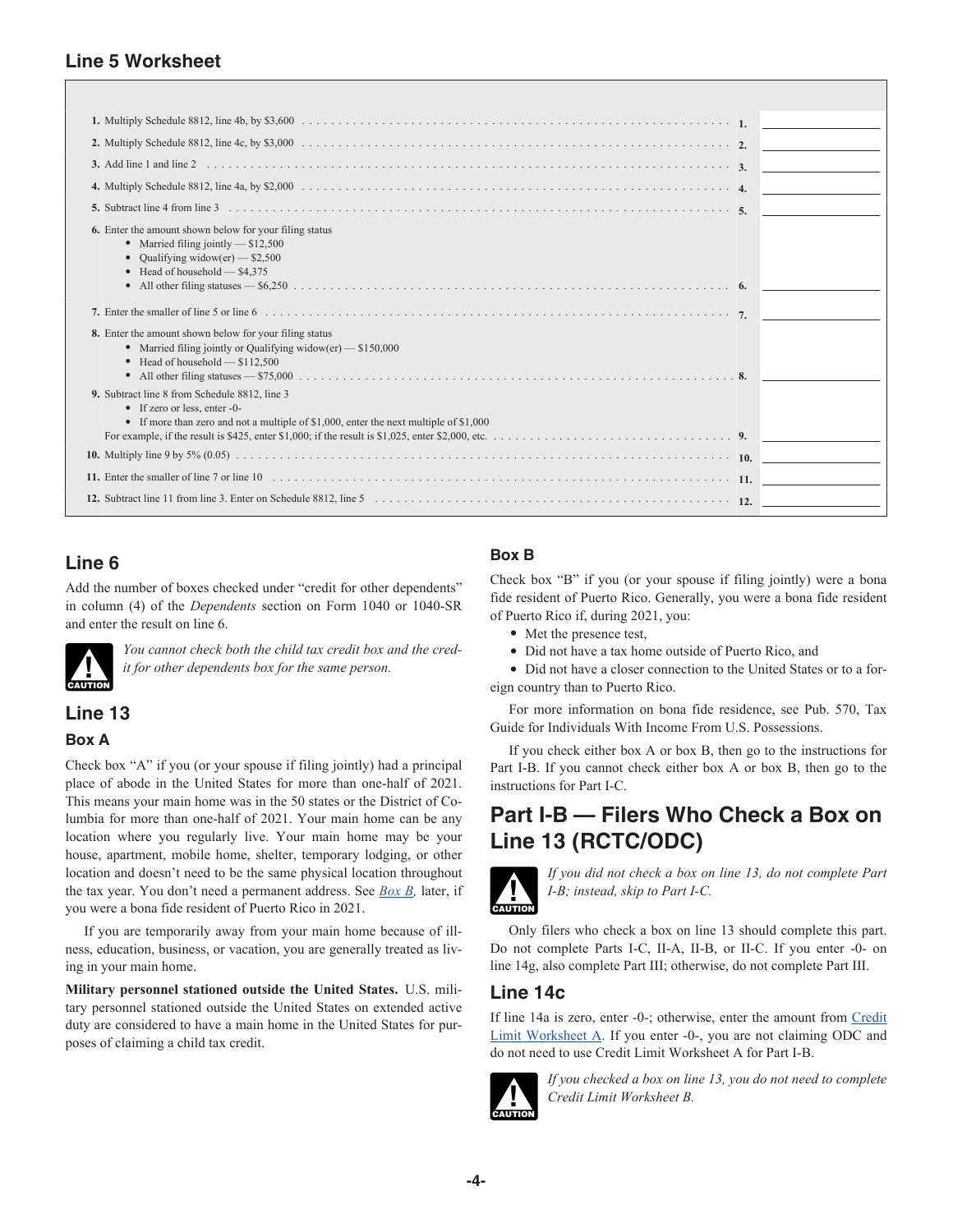## Line 5 Worksheet

| | | |
|---|---|---|
| **1.** Multiply Schedule 8812, line 4b, by $3,600 | **1.** | |
| **2.** Multiply Schedule 8812, line 4c, by $3,000 | **2.** | |
| **3.** Add line 1 and line 2 | **3.** | |
| **4.** Multiply Schedule 8812, line 4a, by $2,000 | **4.** | |
| **5.** Subtract line 4 from line 3 | **5.** | |
| **6.** Enter the amount shown below for your filing status<br>• Married filing jointly — $12,500<br>• Qualifying widow(er) — $2,500<br>• Head of household — $4,375<br>• All other filing statuses — $6,250 | **6.** | |
| **7.** Enter the smaller of line 5 or line 6 | **7.** | |
| **8.** Enter the amount shown below for your filing status<br>• Married filing jointly or Qualifying widow(er) — $150,000<br>• Head of household — $112,500<br>• All other filing statuses — $75,000 | **8.** | |
| **9.** Subtract line 8 from Schedule 8812, line 3<br>• If zero or less, enter -0-<br>• If more than zero and not a multiple of $1,000, enter the next multiple of $1,000<br>For example, if the result is $425, enter $1,000; if the result is $1,025, enter $2,000, etc. | **9.** | |
| **10.** Multiply line 9 by 5% (0.05) | **10.** | |
| **11.** Enter the smaller of line 7 or line 10 | **11.** | |
| **12.** Subtract line 11 from line 3. Enter on Schedule 8812, line 5 | **12.** | |

## Line 6

Add the number of boxes checked under "credit for other dependents" in column (4) of the *Dependents* section on Form 1040 or 1040-SR and enter the result on line 6.

**CAUTION** *You cannot check both the child tax credit box and the credit for other dependents box for the same person.*

## Line 13

### Box A

Check box "A" if you (or your spouse if filing jointly) had a principal place of abode in the United States for more than one-half of 2021. This means your main home was in the 50 states or the District of Columbia for more than one-half of 2021. Your main home can be any location where you regularly live. Your main home may be your house, apartment, mobile home, shelter, temporary lodging, or other location and doesn't need to be the same physical location throughout the tax year. You don't need a permanent address. See *Box B,* later, if you were a bona fide resident of Puerto Rico in 2021.

If you are temporarily away from your main home because of illness, education, business, or vacation, you are generally treated as living in your main home.

**Military personnel stationed outside the United States.** U.S. military personnel stationed outside the United States on extended active duty are considered to have a main home in the United States for purposes of claiming a child tax credit.

### Box B

Check box "B" if you (or your spouse if filing jointly) were a bona fide resident of Puerto Rico. Generally, you were a bona fide resident of Puerto Rico if, during 2021, you:

- Met the presence test,
- Did not have a tax home outside of Puerto Rico, and
- Did not have a closer connection to the United States or to a foreign country than to Puerto Rico.

For more information on bona fide residence, see Pub. 570, Tax Guide for Individuals With Income From U.S. Possessions.

If you check either box A or box B, then go to the instructions for Part I-B. If you cannot check either box A or box B, then go to the instructions for Part I-C.

# Part I-B — Filers Who Check a Box on Line 13 (RCTC/ODC)

**CAUTION** *If you did not check a box on line 13, do not complete Part I-B; instead, skip to Part I-C.*

Only filers who check a box on line 13 should complete this part. Do not complete Parts I-C, II-A, II-B, or II-C. If you enter -0- on line 14g, also complete Part III; otherwise, do not complete Part III.

## Line 14c

If line 14a is zero, enter -0-; otherwise, enter the amount from Credit Limit Worksheet A. If you enter -0-, you are not claiming ODC and do not need to use Credit Limit Worksheet A for Part I-B.

**CAUTION** *If you checked a box on line 13, you do not need to complete Credit Limit Worksheet B.*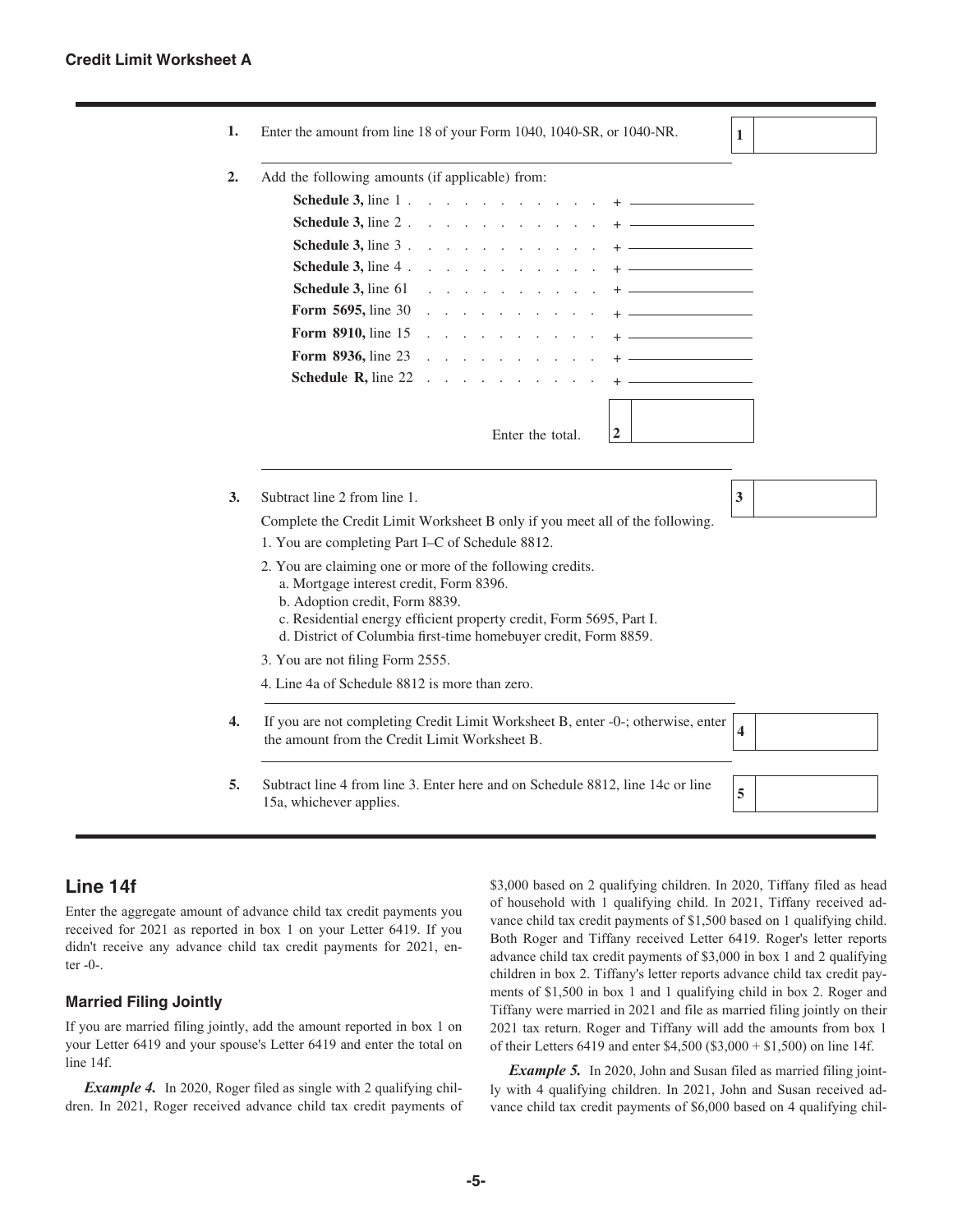**Credit Limit Worksheet A**

| | | | |
|---|---|---|---|
| **1.** | Enter the amount from line 18 of your Form 1040, 1040-SR, or 1040-NR. | **1** | |
| **2.** | Add the following amounts (if applicable) from:<br>**Schedule 3,** line 1 . . . . . . . . . . . + \_\_\_\_\_\_\_\_<br>**Schedule 3,** line 2 . . . . . . . . . . . + \_\_\_\_\_\_\_\_<br>**Schedule 3,** line 3 . . . . . . . . . . . + \_\_\_\_\_\_\_\_<br>**Schedule 3,** line 4 . . . . . . . . . . . + \_\_\_\_\_\_\_\_<br>**Schedule 3,** line 61 . . . . . . . . . . + \_\_\_\_\_\_\_\_<br>**Form 5695,** line 30 . . . . . . . . . . + \_\_\_\_\_\_\_\_<br>**Form 8910,** line 15 . . . . . . . . . . + \_\_\_\_\_\_\_\_<br>**Form 8936,** line 23 . . . . . . . . . . + \_\_\_\_\_\_\_\_<br>**Schedule R,** line 22 . . . . . . . . . . + \_\_\_\_\_\_\_\_<br>Enter the total. **2** \_\_\_\_\_\_\_\_ | | |
| **3.** | Subtract line 2 from line 1. | **3** | |
| | Complete the Credit Limit Worksheet B only if you meet all of the following.<br>1. You are completing Part I–C of Schedule 8812.<br>2. You are claiming one or more of the following credits.<br>a. Mortgage interest credit, Form 8396.<br>b. Adoption credit, Form 8839.<br>c. Residential energy efficient property credit, Form 5695, Part I.<br>d. District of Columbia first-time homebuyer credit, Form 8859.<br>3. You are not filing Form 2555.<br>4. Line 4a of Schedule 8812 is more than zero. | | |
| **4.** | If you are not completing Credit Limit Worksheet B, enter -0-; otherwise, enter the amount from the Credit Limit Worksheet B. | **4** | |
| **5.** | Subtract line 4 from line 3. Enter here and on Schedule 8812, line 14c or line 15a, whichever applies. | **5** | |

## Line 14f

Enter the aggregate amount of advance child tax credit payments you received for 2021 as reported in box 1 on your Letter 6419. If you didn't receive any advance child tax credit payments for 2021, enter -0-.

### Married Filing Jointly

If you are married filing jointly, add the amount reported in box 1 on your Letter 6419 and your spouse's Letter 6419 and enter the total on line 14f.

***Example 4.*** In 2020, Roger filed as single with 2 qualifying children. In 2021, Roger received advance child tax credit payments of $3,000 based on 2 qualifying children. In 2020, Tiffany filed as head of household with 1 qualifying child. In 2021, Tiffany received advance child tax credit payments of $1,500 based on 1 qualifying child. Both Roger and Tiffany received Letter 6419. Roger's letter reports advance child tax credit payments of $3,000 in box 1 and 2 qualifying children in box 2. Tiffany's letter reports advance child tax credit payments of $1,500 in box 1 and 1 qualifying child in box 2. Roger and Tiffany were married in 2021 and file as married filing jointly on their 2021 tax return. Roger and Tiffany will add the amounts from box 1 of their Letters 6419 and enter $4,500 ($3,000 + $1,500) on line 14f.

***Example 5.*** In 2020, John and Susan filed as married filing jointly with 4 qualifying children. In 2021, John and Susan received advance child tax credit payments of $6,000 based on 4 qualifying chil-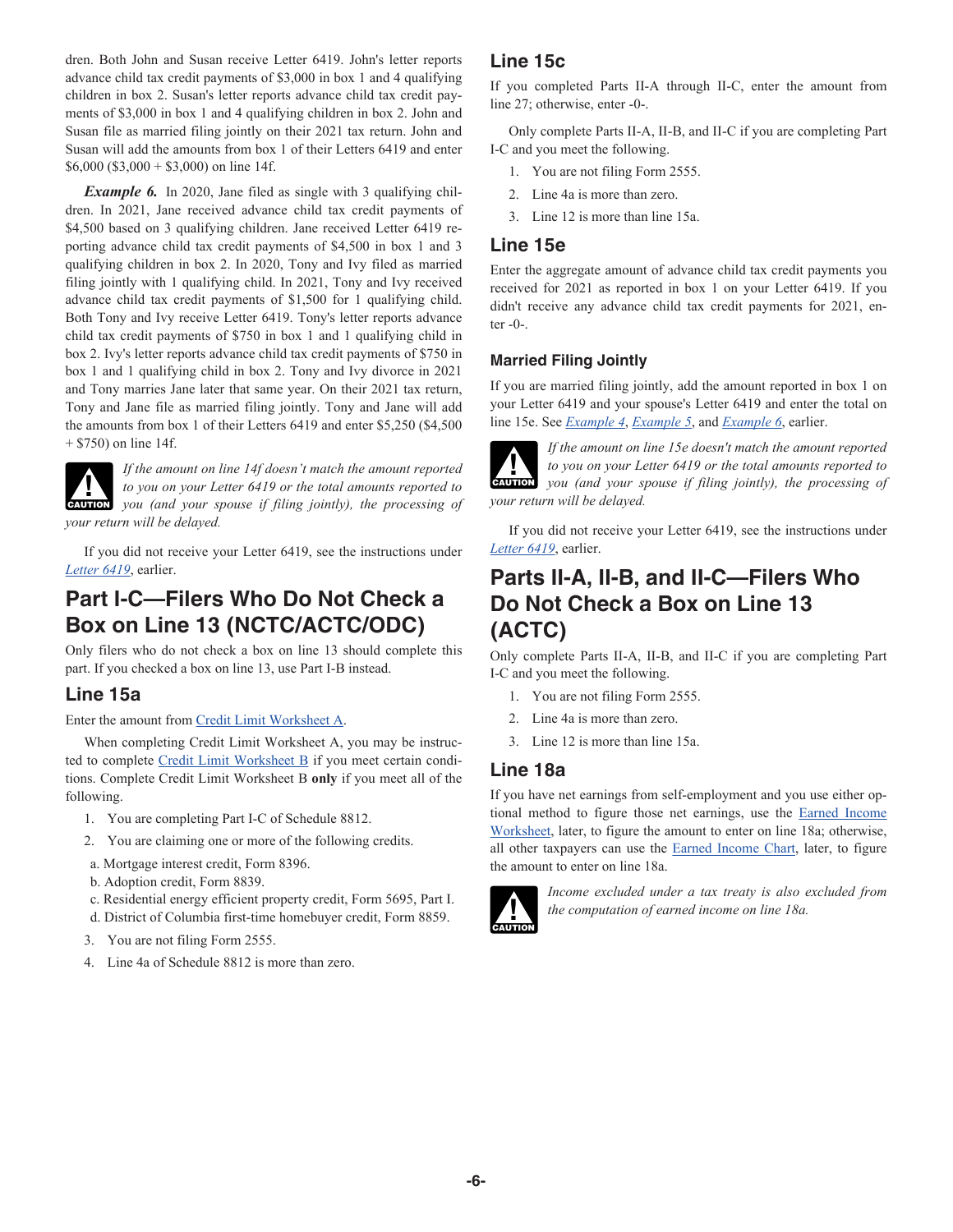dren. Both John and Susan receive Letter 6419. John's letter reports advance child tax credit payments of $3,000 in box 1 and 4 qualifying children in box 2. Susan's letter reports advance child tax credit payments of $3,000 in box 1 and 4 qualifying children in box 2. John and Susan file as married filing jointly on their 2021 tax return. John and Susan will add the amounts from box 1 of their Letters 6419 and enter $6,000 ($3,000 + $3,000) on line 14f.

***Example 6.*** In 2020, Jane filed as single with 3 qualifying children. In 2021, Jane received advance child tax credit payments of $4,500 based on 3 qualifying children. Jane received Letter 6419 reporting advance child tax credit payments of $4,500 in box 1 and 3 qualifying children in box 2. In 2020, Tony and Ivy filed as married filing jointly with 1 qualifying child. In 2021, Tony and Ivy received advance child tax credit payments of $1,500 for 1 qualifying child. Both Tony and Ivy receive Letter 6419. Tony's letter reports advance child tax credit payments of $750 in box 1 and 1 qualifying child in box 2. Ivy's letter reports advance child tax credit payments of $750 in box 1 and 1 qualifying child in box 2. Tony and Ivy divorce in 2021 and Tony marries Jane later that same year. On their 2021 tax return, Tony and Jane file as married filing jointly. Tony and Jane will add the amounts from box 1 of their Letters 6419 and enter $5,250 ($4,500 + $750) on line 14f.

CAUTION: *If the amount on line 14f doesn't match the amount reported to you on your Letter 6419 or the total amounts reported to you (and your spouse if filing jointly), the processing of your return will be delayed.*

If you did not receive your Letter 6419, see the instructions under *Letter 6419*, earlier.

## Part I-C—Filers Who Do Not Check a Box on Line 13 (NCTC/ACTC/ODC)

Only filers who do not check a box on line 13 should complete this part. If you checked a box on line 13, use Part I-B instead.

### Line 15a

Enter the amount from Credit Limit Worksheet A.

When completing Credit Limit Worksheet A, you may be instructed to complete Credit Limit Worksheet B if you meet certain conditions. Complete Credit Limit Worksheet B **only** if you meet all of the following.

1. You are completing Part I-C of Schedule 8812.
2. You are claiming one or more of the following credits.
   a. Mortgage interest credit, Form 8396.
   b. Adoption credit, Form 8839.
   c. Residential energy efficient property credit, Form 5695, Part I.
   d. District of Columbia first-time homebuyer credit, Form 8859.
3. You are not filing Form 2555.
4. Line 4a of Schedule 8812 is more than zero.

### Line 15c

If you completed Parts II-A through II-C, enter the amount from line 27; otherwise, enter -0-.

Only complete Parts II-A, II-B, and II-C if you are completing Part I-C and you meet the following.

1. You are not filing Form 2555.
2. Line 4a is more than zero.
3. Line 12 is more than line 15a.

### Line 15e

Enter the aggregate amount of advance child tax credit payments you received for 2021 as reported in box 1 on your Letter 6419. If you didn't receive any advance child tax credit payments for 2021, enter -0-.

#### Married Filing Jointly

If you are married filing jointly, add the amount reported in box 1 on your Letter 6419 and your spouse's Letter 6419 and enter the total on line 15e. See *Example 4*, *Example 5*, and *Example 6*, earlier.

CAUTION: *If the amount on line 15e doesn't match the amount reported to you on your Letter 6419 or the total amounts reported to you (and your spouse if filing jointly), the processing of your return will be delayed.*

If you did not receive your Letter 6419, see the instructions under *Letter 6419*, earlier.

## Parts II-A, II-B, and II-C—Filers Who Do Not Check a Box on Line 13 (ACTC)

Only complete Parts II-A, II-B, and II-C if you are completing Part I-C and you meet the following.

1. You are not filing Form 2555.
2. Line 4a is more than zero.
3. Line 12 is more than line 15a.

### Line 18a

If you have net earnings from self-employment and you use either optional method to figure those net earnings, use the Earned Income Worksheet, later, to figure the amount to enter on line 18a; otherwise, all other taxpayers can use the Earned Income Chart, later, to figure the amount to enter on line 18a.

CAUTION: *Income excluded under a tax treaty is also excluded from the computation of earned income on line 18a.*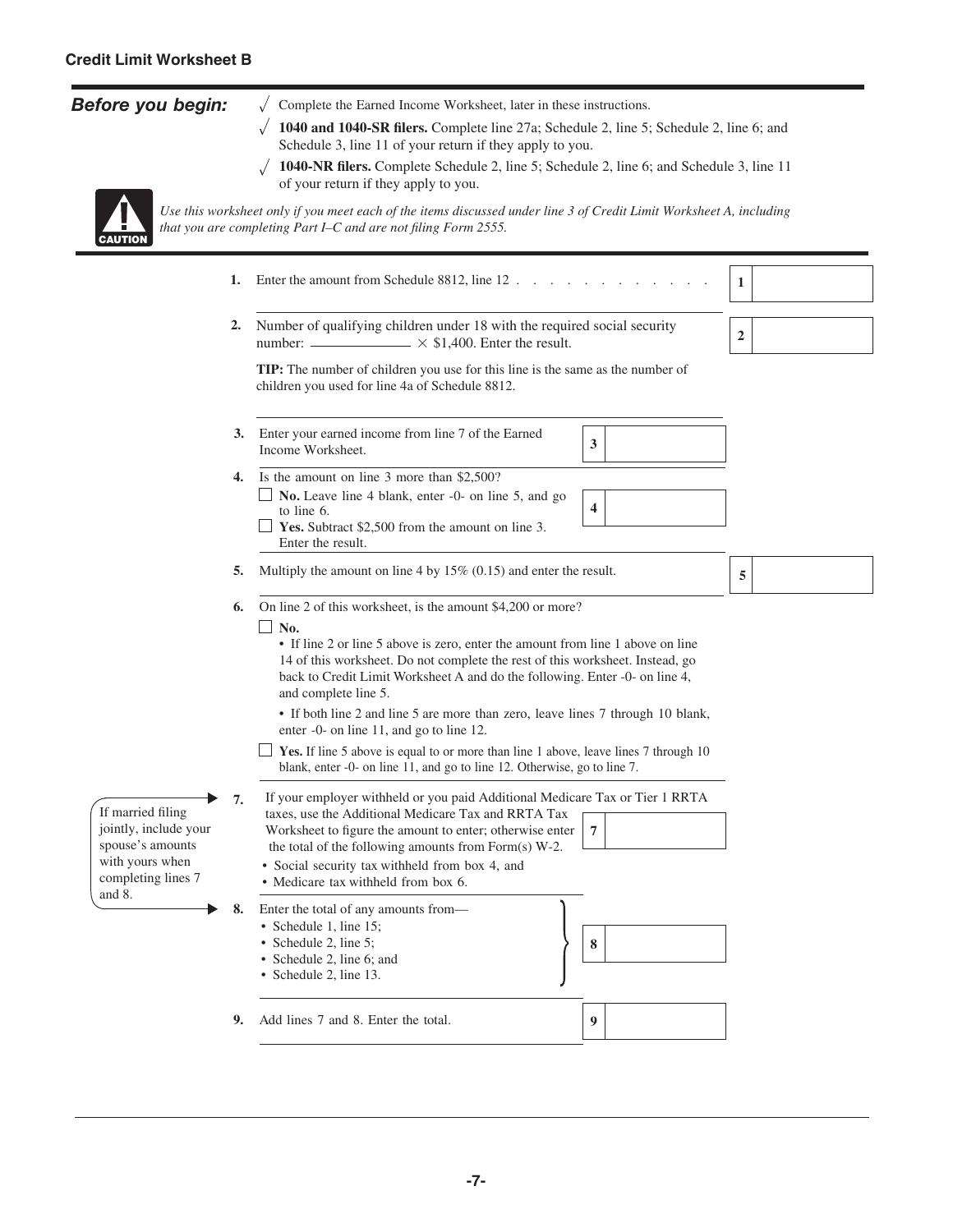## Credit Limit Worksheet B

***Before you begin:***

- √ Complete the Earned Income Worksheet, later in these instructions.
- √ **1040 and 1040-SR filers.** Complete line 27a; Schedule 2, line 5; Schedule 2, line 6; and Schedule 3, line 11 of your return if they apply to you.
- √ **1040-NR filers.** Complete Schedule 2, line 5; Schedule 2, line 6; and Schedule 3, line 11 of your return if they apply to you.

**CAUTION** *Use this worksheet only if you meet each of the items discussed under line 3 of Credit Limit Worksheet A, including that you are completing Part I–C and are not filing Form 2555.*

**1.** Enter the amount from Schedule 8812, line 12 . . . . . . . . . . . . . **1** ______

**2.** Number of qualifying children under 18 with the required social security number: ______ × $1,400. Enter the result. **2** ______

**TIP:** The number of children you use for this line is the same as the number of children you used for line 4a of Schedule 8812.

**3.** Enter your earned income from line 7 of the Earned Income Worksheet. **3** ______

**4.** Is the amount on line 3 more than $2,500?

☐ **No.** Leave line 4 blank, enter -0- on line 5, and go to line 6.

☐ **Yes.** Subtract $2,500 from the amount on line 3. Enter the result. **4** ______

**5.** Multiply the amount on line 4 by 15% (0.15) and enter the result. **5** ______

**6.** On line 2 of this worksheet, is the amount $4,200 or more?

☐ **No.**

- If line 2 or line 5 above is zero, enter the amount from line 1 above on line 14 of this worksheet. Do not complete the rest of this worksheet. Instead, go back to Credit Limit Worksheet A and do the following. Enter -0- on line 4, and complete line 5.
- If both line 2 and line 5 are more than zero, leave lines 7 through 10 blank, enter -0- on line 11, and go to line 12.

☐ **Yes.** If line 5 above is equal to or more than line 1 above, leave lines 7 through 10 blank, enter -0- on line 11, and go to line 12. Otherwise, go to line 7.

*If married filing jointly, include your spouse's amounts with yours when completing lines 7 and 8.*

**7.** If your employer withheld or you paid Additional Medicare Tax or Tier 1 RRTA taxes, use the Additional Medicare Tax and RRTA Tax Worksheet to figure the amount to enter; otherwise enter the total of the following amounts from Form(s) W-2. **7** ______

- Social security tax withheld from box 4, and
- Medicare tax withheld from box 6.

**8.** Enter the total of any amounts from— **8** ______

- Schedule 1, line 15;
- Schedule 2, line 5;
- Schedule 2, line 6; and
- Schedule 2, line 13.

**9.** Add lines 7 and 8. Enter the total. **9** ______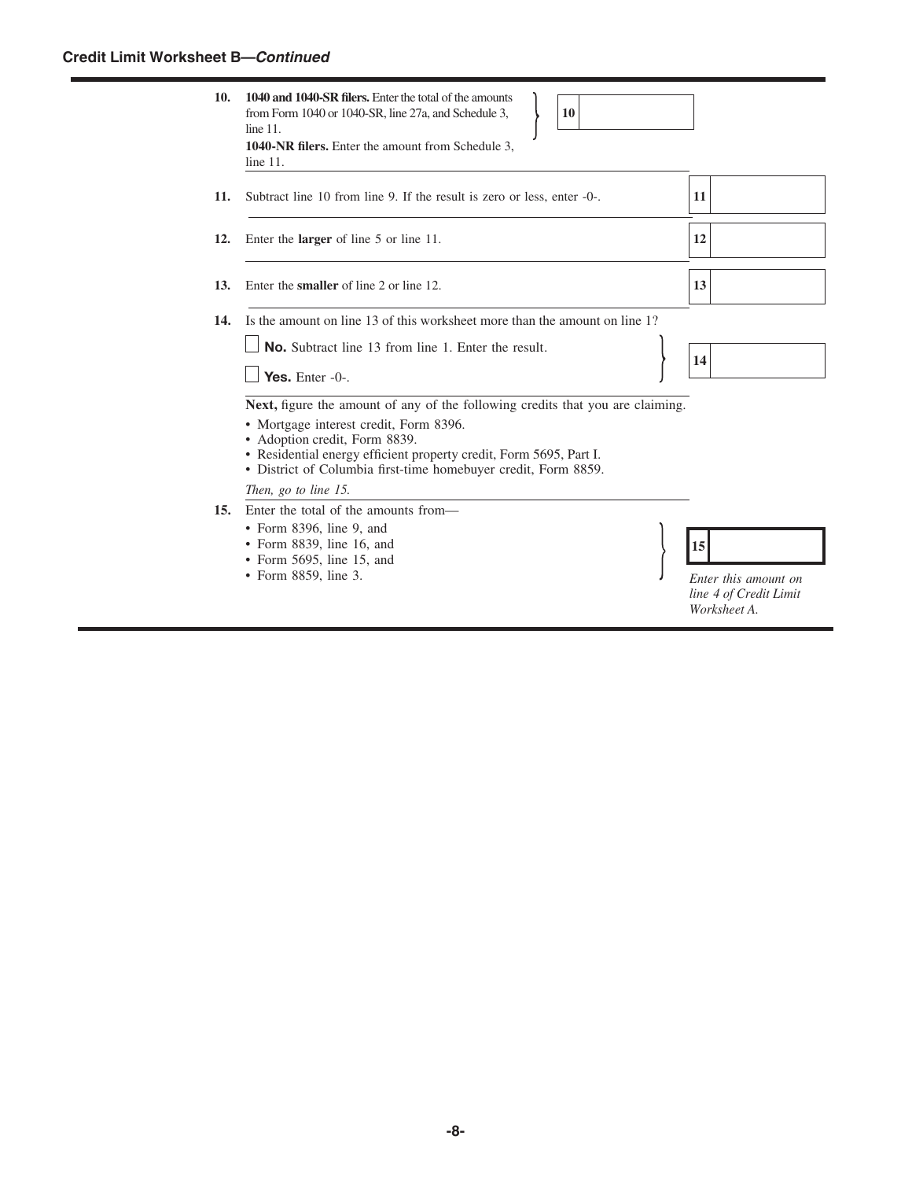## Credit Limit Worksheet B—*Continued*

**10.** **1040 and 1040-SR filers.** Enter the total of the amounts from Form 1040 or 1040-SR, line 27a, and Schedule 3, line 11.
**1040-NR filers.** Enter the amount from Schedule 3, line 11. **10** ______

**11.** Subtract line 10 from line 9. If the result is zero or less, enter -0-. **11** ______

**12.** Enter the **larger** of line 5 or line 11. **12** ______

**13.** Enter the **smaller** of line 2 or line 12. **13** ______

**14.** Is the amount on line 13 of this worksheet more than the amount on line 1?

☐ **No.** Subtract line 13 from line 1. Enter the result.

☐ **Yes.** Enter -0-. **14** ______

**Next,** figure the amount of any of the following credits that you are claiming.

- Mortgage interest credit, Form 8396.
- Adoption credit, Form 8839.
- Residential energy efficient property credit, Form 5695, Part I.
- District of Columbia first-time homebuyer credit, Form 8859.

*Then, go to line 15.*

**15.** Enter the total of the amounts from—

- Form 8396, line 9, and
- Form 8839, line 16, and
- Form 5695, line 15, and
- Form 8859, line 3.

**15** ______

*Enter this amount on line 4 of Credit Limit Worksheet A.*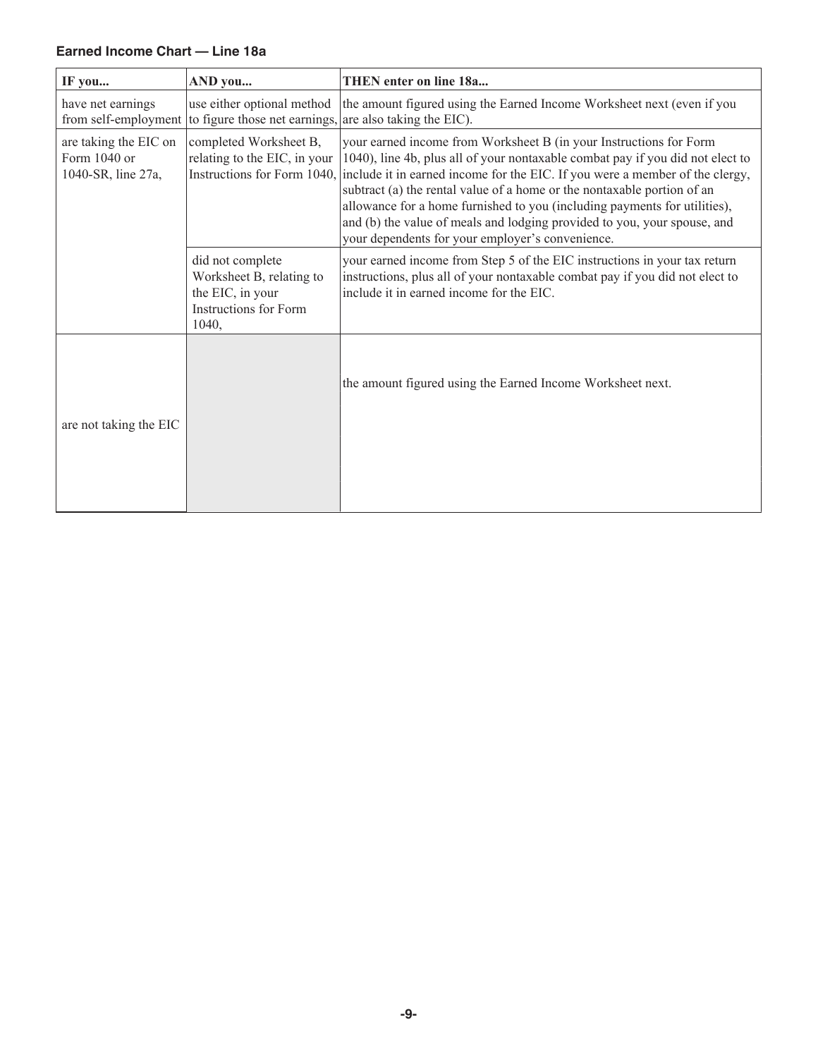**Earned Income Chart — Line 18a**

| IF you... | AND you... | THEN enter on line 18a... |
|---|---|---|
| have net earnings from self-employment | use either optional method to figure those net earnings, | the amount figured using the Earned Income Worksheet next (even if you are also taking the EIC). |
| are taking the EIC on Form 1040 or 1040-SR, line 27a, | completed Worksheet B, relating to the EIC, in your Instructions for Form 1040, | your earned income from Worksheet B (in your Instructions for Form 1040), line 4b, plus all of your nontaxable combat pay if you did not elect to include it in earned income for the EIC. If you were a member of the clergy, subtract (a) the rental value of a home or the nontaxable portion of an allowance for a home furnished to you (including payments for utilities), and (b) the value of meals and lodging provided to you, your spouse, and your dependents for your employer's convenience. |
| | did not complete Worksheet B, relating to the EIC, in your Instructions for Form 1040, | your earned income from Step 5 of the EIC instructions in your tax return instructions, plus all of your nontaxable combat pay if you did not elect to include it in earned income for the EIC. |
| are not taking the EIC | | the amount figured using the Earned Income Worksheet next. |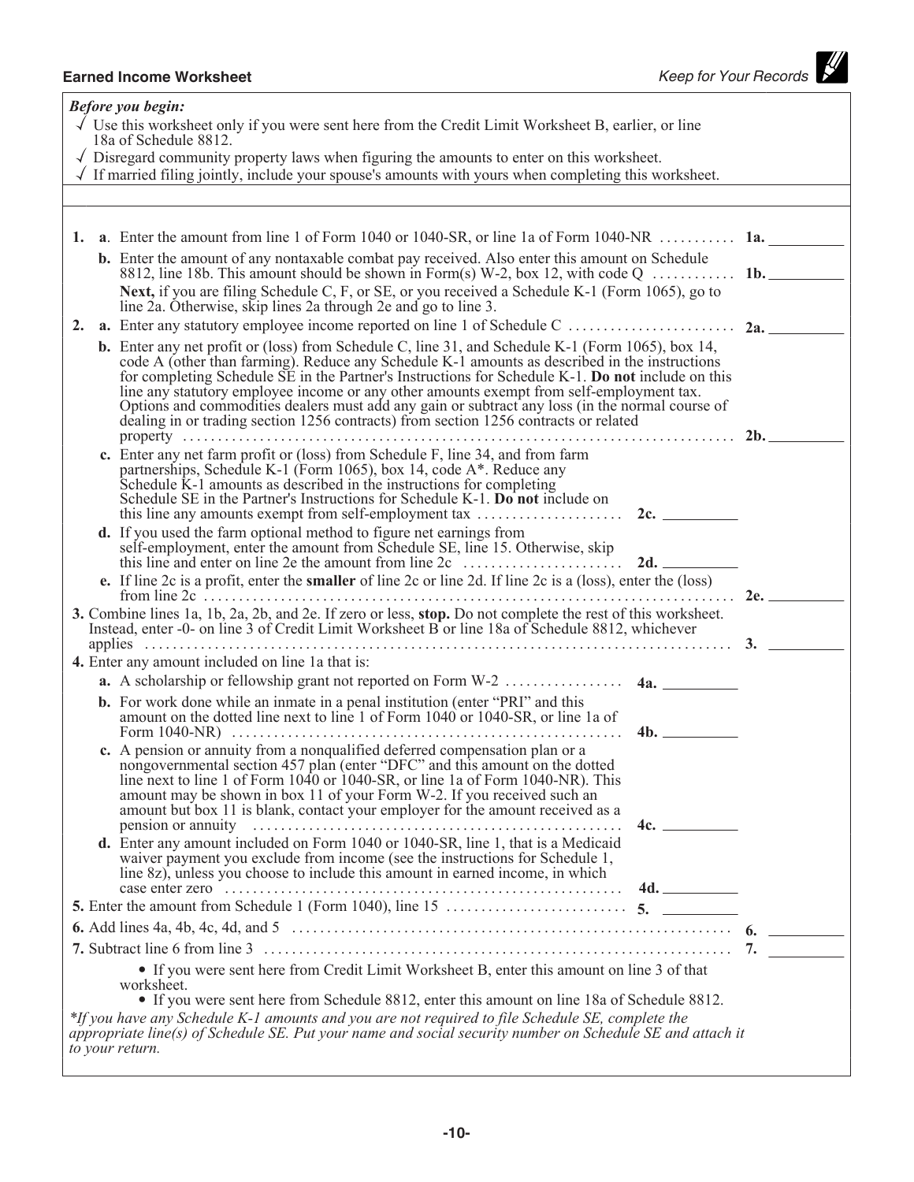## Earned Income Worksheet

*Keep for Your Records*

***Before you begin:***

√ Use this worksheet only if you were sent here from the Credit Limit Worksheet B, earlier, or line 18a of Schedule 8812.

√ Disregard community property laws when figuring the amounts to enter on this worksheet.

√ If married filing jointly, include your spouse's amounts with yours when completing this worksheet.

**1.** **a**. Enter the amount from line 1 of Form 1040 or 1040-SR, or line 1a of Form 1040-NR . . . . . . . . . . . **1a.** ______

**b.** Enter the amount of any nontaxable combat pay received. Also enter this amount on Schedule 8812, line 18b. This amount should be shown in Form(s) W-2, box 12, with code Q . . . . . . . . . . . . **1b.** ______

**Next,** if you are filing Schedule C, F, or SE, or you received a Schedule K-1 (Form 1065), go to line 2a. Otherwise, skip lines 2a through 2e and go to line 3.

**2.** **a.** Enter any statutory employee income reported on line 1 of Schedule C . . . . . . . . . . . . . . . . . . . . . . . . **2a.** ______

**b.** Enter any net profit or (loss) from Schedule C, line 31, and Schedule K-1 (Form 1065), box 14, code A (other than farming). Reduce any Schedule K-1 amounts as described in the instructions for completing Schedule SE in the Partner's Instructions for Schedule K-1. **Do not** include on this line any statutory employee income or any other amounts exempt from self-employment tax. Options and commodities dealers must add any gain or subtract any loss (in the normal course of dealing in or trading section 1256 contracts) from section 1256 contracts or related property . . . . . . . . . . . . . . . . . . . . . . . . . . . . . . . . . . . . . . . . . . . . . . . . . . . . . . . . . . . . . . . . . . . . . . . . . . . **2b.** ______

**c.** Enter any net farm profit or (loss) from Schedule F, line 34, and from farm partnerships, Schedule K-1 (Form 1065), box 14, code A*. Reduce any Schedule K-1 amounts as described in the instructions for completing Schedule SE in the Partner's Instructions for Schedule K-1. **Do not** include on this line any amounts exempt from self-employment tax . . . . . . . . . . . . . . . . . . . . . **2c.** ______

**d.** If you used the farm optional method to figure net earnings from self-employment, enter the amount from Schedule SE, line 15. Otherwise, skip this line and enter on line 2e the amount from line 2c . . . . . . . . . . . . . . . . . . . . . . . **2d.** ______

**e.** If line 2c is a profit, enter the **smaller** of line 2c or line 2d. If line 2c is a (loss), enter the (loss) from line 2c . . . . . . . . . . . . . . . . . . . . . . . . . . . . . . . . . . . . . . . . . . . . . . . . . . . . . . . . . . . . . . . . . . . . . . . . **2e.** ______

**3.** Combine lines 1a, 1b, 2a, 2b, and 2e. If zero or less, **stop.** Do not complete the rest of this worksheet. Instead, enter -0- on line 3 of Credit Limit Worksheet B or line 18a of Schedule 8812, whichever applies . . . . . . . . . . . . . . . . . . . . . . . . . . . . . . . . . . . . . . . . . . . . . . . . . . . . . . . . . . . . . . . . . . . . . . . . . . . . . . **3.** ______

**4.** Enter any amount included on line 1a that is:

**a.** A scholarship or fellowship grant not reported on Form W-2 . . . . . . . . . . . . . . . . **4a.** ______

**b.** For work done while an inmate in a penal institution (enter "PRI" and this amount on the dotted line next to line 1 of Form 1040 or 1040-SR, or line 1a of Form 1040-NR) . . . . . . . . . . . . . . . . . . . . . . . . . . . . . . . . . . . . . . . . . . . . . . . . . . . . . . . **4b.** ______

**c.** A pension or annuity from a nonqualified deferred compensation plan or a nongovernmental section 457 plan (enter "DFC" and this amount on the dotted line next to line 1 of Form 1040 or 1040-SR, or line 1a of Form 1040-NR). This amount may be shown in box 11 of your Form W-2. If you received such an amount but box 11 is blank, contact your employer for the amount received as a pension or annuity . . . . . . . . . . . . . . . . . . . . . . . . . . . . . . . . . . . . . . . . . . . . . . . . . . . . **4c.** ______

**d.** Enter any amount included on Form 1040 or 1040-SR, line 1, that is a Medicaid waiver payment you exclude from income (see the instructions for Schedule 1, line 8z), unless you choose to include this amount in earned income, in which case enter zero . . . . . . . . . . . . . . . . . . . . . . . . . . . . . . . . . . . . . . . . . . . . . . . . . . . . . . . . **4d.** ______

**5.** Enter the amount from Schedule 1 (Form 1040), line 15 . . . . . . . . . . . . . . . . . . . . . . . . . . **5.** ______

**6.** Add lines 4a, 4b, 4c, 4d, and 5 . . . . . . . . . . . . . . . . . . . . . . . . . . . . . . . . . . . . . . . . . . . . . . . . . . . . . . . . . . . . . . . . . **6.** ______

**7.** Subtract line 6 from line 3 . . . . . . . . . . . . . . . . . . . . . . . . . . . . . . . . . . . . . . . . . . . . . . . . . . . . . . . . . . . . . . . . . . . . . . **7.** ______

- If you were sent here from Credit Limit Worksheet B, enter this amount on line 3 of that worksheet.
- If you were sent here from Schedule 8812, enter this amount on line 18a of Schedule 8812.

**If you have any Schedule K-1 amounts and you are not required to file Schedule SE, complete the appropriate line(s) of Schedule SE. Put your name and social security number on Schedule SE and attach it to your return.*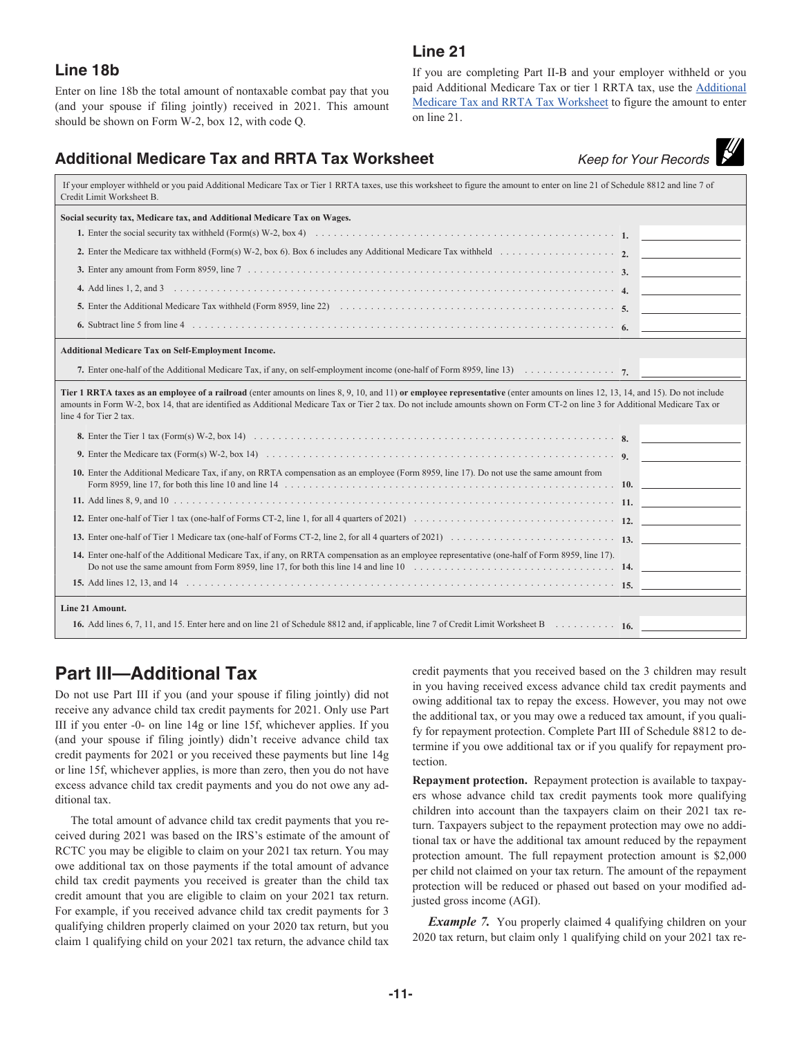## Line 18b

Enter on line 18b the total amount of nontaxable combat pay that you (and your spouse if filing jointly) received in 2021. This amount should be shown on Form W-2, box 12, with code Q.

## Line 21

If you are completing Part II-B and your employer withheld or you paid Additional Medicare Tax or tier 1 RRTA tax, use the Additional Medicare Tax and RRTA Tax Worksheet to figure the amount to enter on line 21.

### Additional Medicare Tax and RRTA Tax Worksheet

*Keep for Your Records*

If your employer withheld or you paid Additional Medicare Tax or Tier 1 RRTA taxes, use this worksheet to figure the amount to enter on line 21 of Schedule 8812 and line 7 of Credit Limit Worksheet B.

| | | |
|---|---|---|
| **Social security tax, Medicare tax, and Additional Medicare Tax on Wages.** | | |
| **1.** Enter the social security tax withheld (Form(s) W-2, box 4) | **1.** | |
| **2.** Enter the Medicare tax withheld (Form(s) W-2, box 6). Box 6 includes any Additional Medicare Tax withheld | **2.** | |
| **3.** Enter any amount from Form 8959, line 7 | **3.** | |
| **4.** Add lines 1, 2, and 3 | **4.** | |
| **5.** Enter the Additional Medicare Tax withheld (Form 8959, line 22) | **5.** | |
| **6.** Subtract line 5 from line 4 | **6.** | |
| **Additional Medicare Tax on Self-Employment Income.** | | |
| **7.** Enter one-half of the Additional Medicare Tax, if any, on self-employment income (one-half of Form 8959, line 13) | **7.** | |
| **Tier 1 RRTA taxes as an employee of a railroad** (enter amounts on lines 8, 9, 10, and 11) **or employee representative** (enter amounts on lines 12, 13, 14, and 15). Do not include amounts in Form W-2, box 14, that are identified as Additional Medicare Tax or Tier 2 tax. Do not include amounts shown on Form CT-2 on line 3 for Additional Medicare Tax or line 4 for Tier 2 tax. | | |
| **8.** Enter the Tier 1 tax (Form(s) W-2, box 14) | **8.** | |
| **9.** Enter the Medicare tax (Form(s) W-2, box 14) | **9.** | |
| **10.** Enter the Additional Medicare Tax, if any, on RRTA compensation as an employee (Form 8959, line 17). Do not use the same amount from Form 8959, line 17, for both this line 10 and line 14 | **10.** | |
| **11.** Add lines 8, 9, and 10 | **11.** | |
| **12.** Enter one-half of Tier 1 tax (one-half of Forms CT-2, line 1, for all 4 quarters of 2021) | **12.** | |
| **13.** Enter one-half of Tier 1 Medicare tax (one-half of Forms CT-2, line 2, for all 4 quarters of 2021) | **13.** | |
| **14.** Enter one-half of the Additional Medicare Tax, if any, on RRTA compensation as an employee representative (one-half of Form 8959, line 17). Do not use the same amount from Form 8959, line 17, for both this line 14 and line 10 | **14.** | |
| **15.** Add lines 12, 13, and 14 | **15.** | |
| **Line 21 Amount.** | | |
| **16.** Add lines 6, 7, 11, and 15. Enter here and on line 21 of Schedule 8812 and, if applicable, line 7 of Credit Limit Worksheet B | **16.** | |

# Part III—Additional Tax

Do not use Part III if you (and your spouse if filing jointly) did not receive any advance child tax credit payments for 2021. Only use Part III if you enter -0- on line 14g or line 15f, whichever applies. If you (and your spouse if filing jointly) didn't receive advance child tax credit payments for 2021 or you received these payments but line 14g or line 15f, whichever applies, is more than zero, then you do not have excess advance child tax credit payments and you do not owe any additional tax.

The total amount of advance child tax credit payments that you received during 2021 was based on the IRS's estimate of the amount of RCTC you may be eligible to claim on your 2021 tax return. You may owe additional tax on those payments if the total amount of advance child tax credit payments you received is greater than the child tax credit amount that you are eligible to claim on your 2021 tax return. For example, if you received advance child tax credit payments for 3 qualifying children properly claimed on your 2020 tax return, but you claim 1 qualifying child on your 2021 tax return, the advance child tax credit payments that you received based on the 3 children may result in you having received excess advance child tax credit payments and owing additional tax to repay the excess. However, you may not owe the additional tax, or you may owe a reduced tax amount, if you qualify for repayment protection. Complete Part III of Schedule 8812 to determine if you owe additional tax or if you qualify for repayment protection.

**Repayment protection.** Repayment protection is available to taxpayers whose advance child tax credit payments took more qualifying children into account than the taxpayers claim on their 2021 tax return. Taxpayers subject to the repayment protection may owe no additional tax or have the additional tax amount reduced by the repayment protection amount. The full repayment protection amount is $2,000 per child not claimed on your tax return. The amount of the repayment protection will be reduced or phased out based on your modified adjusted gross income (AGI).

***Example 7.*** You properly claimed 4 qualifying children on your 2020 tax return, but claim only 1 qualifying child on your 2021 tax re-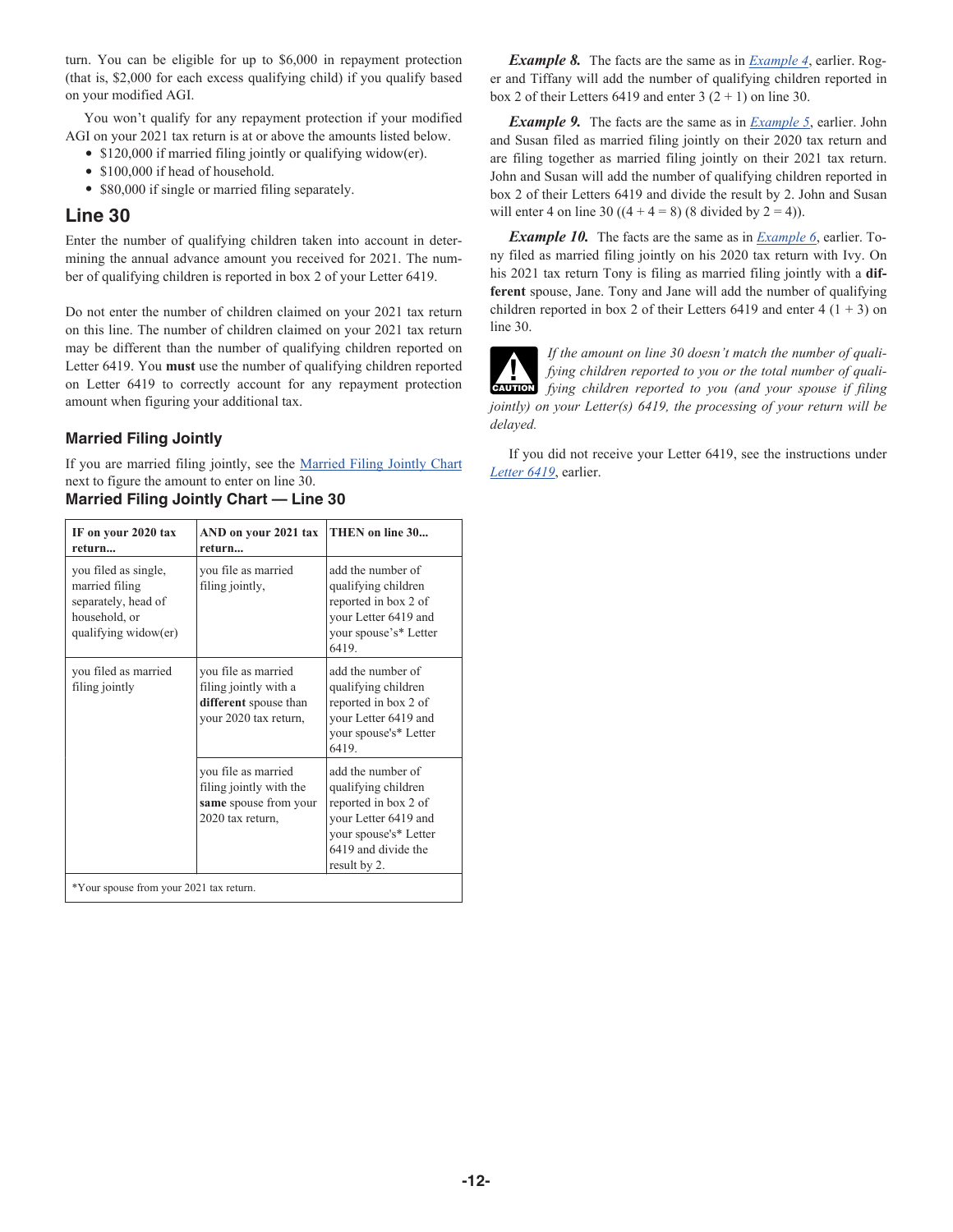turn. You can be eligible for up to $6,000 in repayment protection (that is, $2,000 for each excess qualifying child) if you qualify based on your modified AGI.

You won't qualify for any repayment protection if your modified AGI on your 2021 tax return is at or above the amounts listed below.

- $120,000 if married filing jointly or qualifying widow(er).
- $100,000 if head of household.
- $80,000 if single or married filing separately.

## Line 30

Enter the number of qualifying children taken into account in determining the annual advance amount you received for 2021. The number of qualifying children is reported in box 2 of your Letter 6419.

Do not enter the number of children claimed on your 2021 tax return on this line. The number of children claimed on your 2021 tax return may be different than the number of qualifying children reported on Letter 6419. You **must** use the number of qualifying children reported on Letter 6419 to correctly account for any repayment protection amount when figuring your additional tax.

### Married Filing Jointly

If you are married filing jointly, see the Married Filing Jointly Chart next to figure the amount to enter on line 30.

### Married Filing Jointly Chart — Line 30

| IF on your 2020 tax return... | AND on your 2021 tax return... | THEN on line 30... |
|---|---|---|
| you filed as single, married filing separately, head of household, or qualifying widow(er) | you file as married filing jointly, | add the number of qualifying children reported in box 2 of your Letter 6419 and your spouse's* Letter 6419. |
| you filed as married filing jointly | you file as married filing jointly with a **different** spouse than your 2020 tax return, | add the number of qualifying children reported in box 2 of your Letter 6419 and your spouse's* Letter 6419. |
| | you file as married filing jointly with the **same** spouse from your 2020 tax return, | add the number of qualifying children reported in box 2 of your Letter 6419 and your spouse's* Letter 6419 and divide the result by 2. |
| *Your spouse from your 2021 tax return. | | |

***Example 8.*** The facts are the same as in Example 4, earlier. Roger and Tiffany will add the number of qualifying children reported in box 2 of their Letters 6419 and enter 3 (2 + 1) on line 30.

***Example 9.*** The facts are the same as in Example 5, earlier. John and Susan filed as married filing jointly on their 2020 tax return and are filing together as married filing jointly on their 2021 tax return. John and Susan will add the number of qualifying children reported in box 2 of their Letters 6419 and divide the result by 2. John and Susan will enter 4 on line 30 ((4 + 4 = 8) (8 divided by 2 = 4)).

***Example 10.*** The facts are the same as in Example 6, earlier. Tony filed as married filing jointly on his 2020 tax return with Ivy. On his 2021 tax return Tony is filing as married filing jointly with a **different** spouse, Jane. Tony and Jane will add the number of qualifying children reported in box 2 of their Letters 6419 and enter 4 (1 + 3) on line 30.

CAUTION: *If the amount on line 30 doesn't match the number of qualifying children reported to you or the total number of qualifying children reported to you (and your spouse if filing jointly) on your Letter(s) 6419, the processing of your return will be delayed.*

If you did not receive your Letter 6419, see the instructions under Letter 6419, earlier.